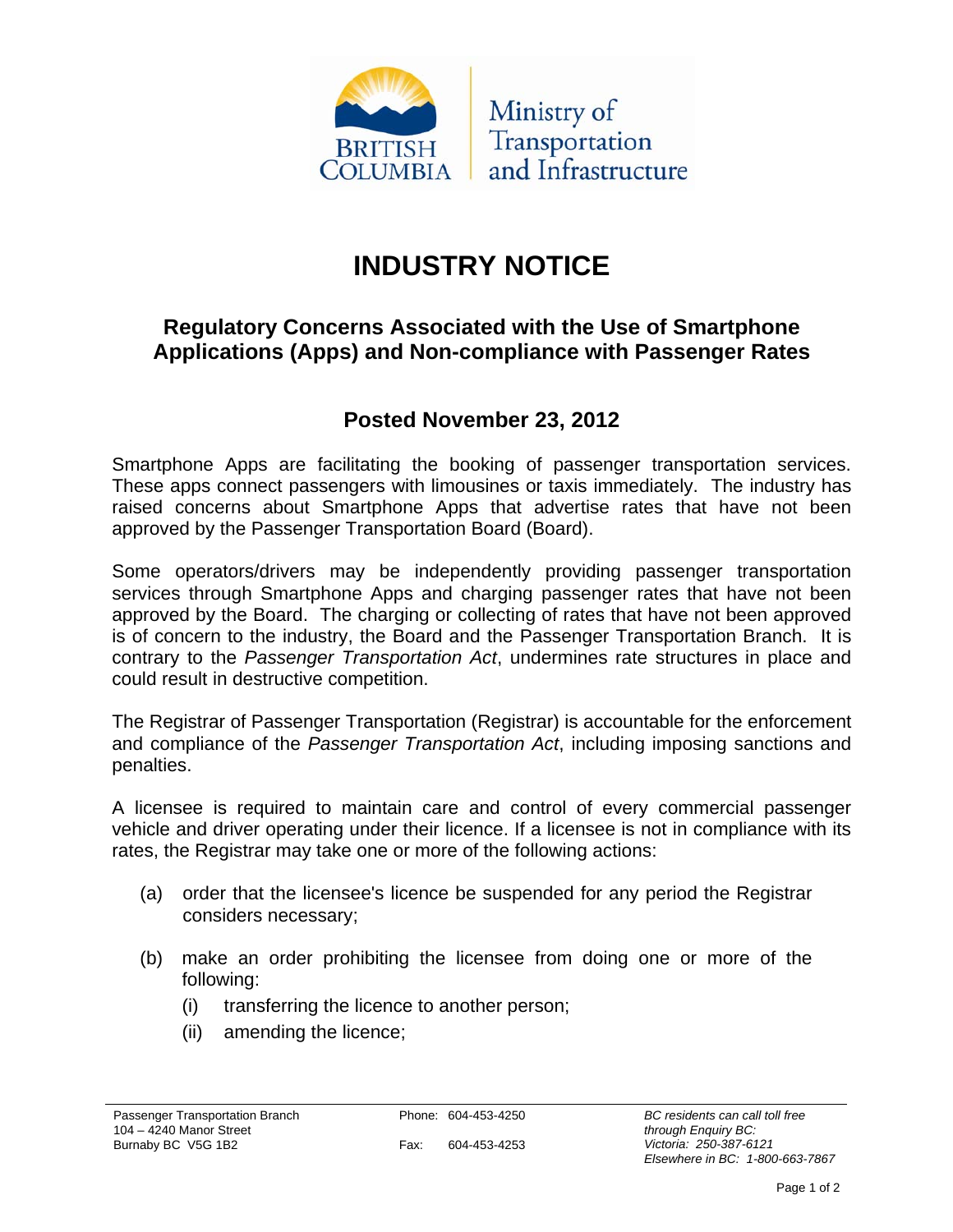British Columbia Ministry of Transportation and Infrastructure

# INDUSTRY NOTICE

## Regulatory Concerns Associated with the Use of Smartphone Applications (Apps) and Non-compliance with Passenger Rates

### Posted November 23, 2012

Smartphone Apps are facilitating the booking of passenger transportation services. These apps connect passengers with limousines or taxis immediately. The industry has raised concerns about Smartphone Apps that advertise rates that have not been approved by the Passenger Transportation Board (Board).

Some operators/drivers may be independently providing passenger transportation services through Smartphone Apps and charging passenger rates that have not been approved by the Board. The charging or collecting of rates that have not been approved is of concern to the industry, the Board and the Passenger Transportation Branch. It is contrary to the *Passenger Transportation Act*, undermines rate structures in place and could result in destructive competition.

The Registrar of Passenger Transportation (Registrar) is accountable for the enforcement and compliance of the *Passenger Transportation Act*, including imposing sanctions and penalties.

A licensee is required to maintain care and control of every commercial passenger vehicle and driver operating under their licence. If a licensee is not in compliance with its rates, the Registrar may take one or more of the following actions:

(a) order that the licensee's licence be suspended for any period the Registrar considers necessary;

(b) make an order prohibiting the licensee from doing one or more of the following:
   (i) transferring the licence to another person;
   (ii) amending the licence;

Passenger Transportation Branch
104 – 4240 Manor Street
Burnaby BC V5G 1B2

Phone: 604-453-4250
Fax: 604-453-4253

*BC residents can call toll free through Enquiry BC:*
*Victoria: 250-387-6121*
*Elsewhere in BC: 1-800-663-7867*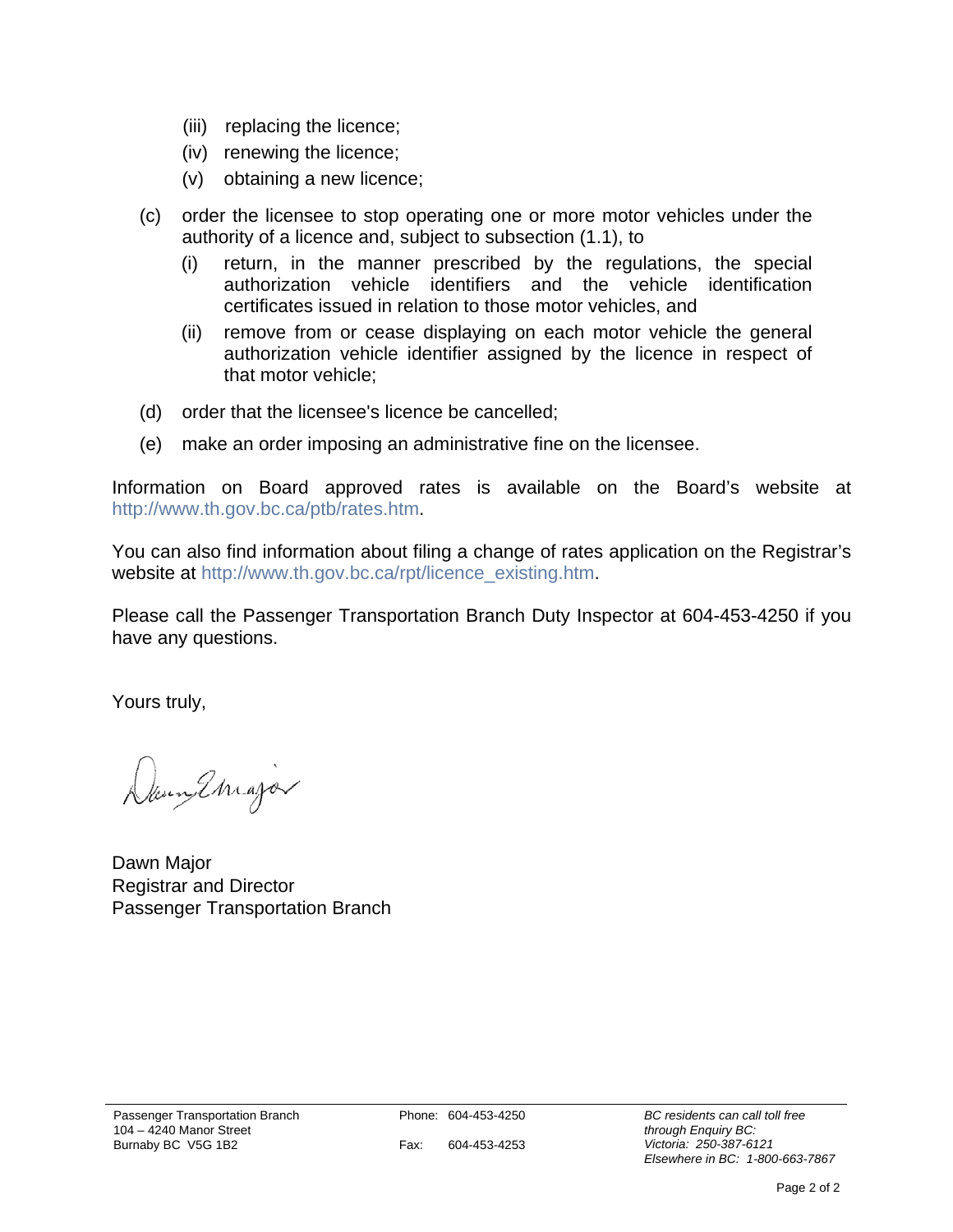(iii) replacing the licence;

(iv) renewing the licence;

(v) obtaining a new licence;

(c) order the licensee to stop operating one or more motor vehicles under the authority of a licence and, subject to subsection (1.1), to

   (i) return, in the manner prescribed by the regulations, the special authorization vehicle identifiers and the vehicle identification certificates issued in relation to those motor vehicles, and

   (ii) remove from or cease displaying on each motor vehicle the general authorization vehicle identifier assigned by the licence in respect of that motor vehicle;

(d) order that the licensee's licence be cancelled;

(e) make an order imposing an administrative fine on the licensee.

Information on Board approved rates is available on the Board's website at http://www.th.gov.bc.ca/ptb/rates.htm.

You can also find information about filing a change of rates application on the Registrar's website at http://www.th.gov.bc.ca/rpt/licence_existing.htm.

Please call the Passenger Transportation Branch Duty Inspector at 604-453-4250 if you have any questions.

Yours truly,

Dawn Major
Registrar and Director
Passenger Transportation Branch

Passenger Transportation Branch
104 – 4240 Manor Street
Burnaby BC V5G 1B2

Phone: 604-453-4250

Fax: 604-453-4253

*BC residents can call toll free through Enquiry BC:*
*Victoria: 250-387-6121*
*Elsewhere in BC: 1-800-663-7867*